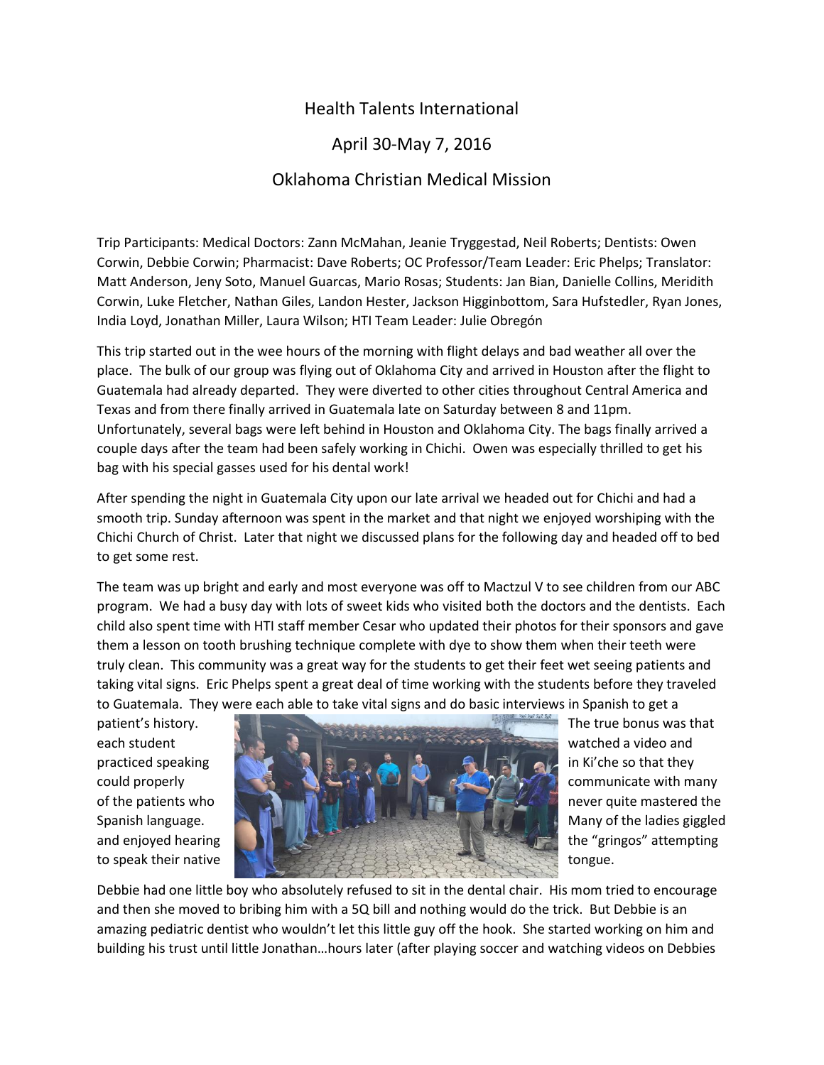# Health Talents International

## April 30-May 7, 2016

## Oklahoma Christian Medical Mission

Trip Participants: Medical Doctors: Zann McMahan, Jeanie Tryggestad, Neil Roberts; Dentists: Owen Corwin, Debbie Corwin; Pharmacist: Dave Roberts; OC Professor/Team Leader: Eric Phelps; Translator: Matt Anderson, Jeny Soto, Manuel Guarcas, Mario Rosas; Students: Jan Bian, Danielle Collins, Meridith Corwin, Luke Fletcher, Nathan Giles, Landon Hester, Jackson Higginbottom, Sara Hufstedler, Ryan Jones, India Loyd, Jonathan Miller, Laura Wilson; HTI Team Leader: Julie Obregón

This trip started out in the wee hours of the morning with flight delays and bad weather all over the place. The bulk of our group was flying out of Oklahoma City and arrived in Houston after the flight to Guatemala had already departed. They were diverted to other cities throughout Central America and Texas and from there finally arrived in Guatemala late on Saturday between 8 and 11pm. Unfortunately, several bags were left behind in Houston and Oklahoma City. The bags finally arrived a couple days after the team had been safely working in Chichi. Owen was especially thrilled to get his bag with his special gasses used for his dental work!

After spending the night in Guatemala City upon our late arrival we headed out for Chichi and had a smooth trip. Sunday afternoon was spent in the market and that night we enjoyed worshiping with the Chichi Church of Christ. Later that night we discussed plans for the following day and headed off to bed to get some rest.

The team was up bright and early and most everyone was off to Mactzul V to see children from our ABC program. We had a busy day with lots of sweet kids who visited both the doctors and the dentists. Each child also spent time with HTI staff member Cesar who updated their photos for their sponsors and gave them a lesson on tooth brushing technique complete with dye to show them when their teeth were truly clean. This community was a great way for the students to get their feet wet seeing patients and taking vital signs. Eric Phelps spent a great deal of time working with the students before they traveled to Guatemala. They were each able to take vital signs and do basic interviews in Spanish to get a patient's history. The true bonus was that each student watched a video and practiced speaking in Ki'che so that they could properly communicate with many of the patients who never quite mastered the Spanish language. Many of the ladies giggled and enjoyed hearing the "gringos" attempting to speak their native tongue.

Debbie had one little boy who absolutely refused to sit in the dental chair. His mom tried to encourage and then she moved to bribing him with a 5Q bill and nothing would do the trick. But Debbie is an amazing pediatric dentist who wouldn't let this little guy off the hook. She started working on him and building his trust until little Jonathan…hours later (after playing soccer and watching videos on Debbies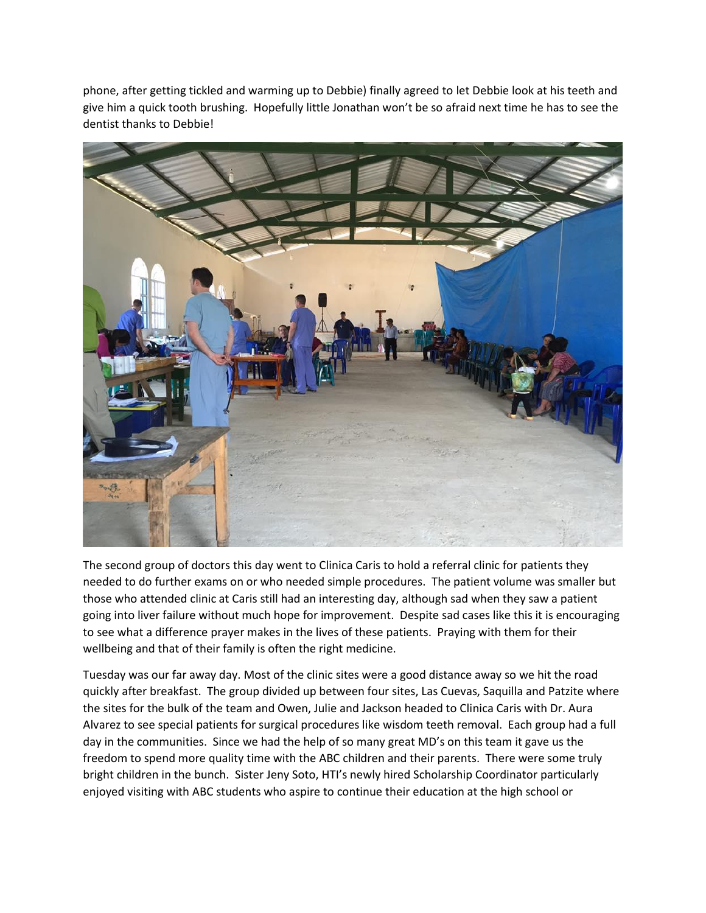phone, after getting tickled and warming up to Debbie) finally agreed to let Debbie look at his teeth and give him a quick tooth brushing. Hopefully little Jonathan won't be so afraid next time he has to see the dentist thanks to Debbie!

The second group of doctors this day went to Clinica Caris to hold a referral clinic for patients they needed to do further exams on or who needed simple procedures. The patient volume was smaller but those who attended clinic at Caris still had an interesting day, although sad when they saw a patient going into liver failure without much hope for improvement. Despite sad cases like this it is encouraging to see what a difference prayer makes in the lives of these patients. Praying with them for their wellbeing and that of their family is often the right medicine.

Tuesday was our far away day. Most of the clinic sites were a good distance away so we hit the road quickly after breakfast. The group divided up between four sites, Las Cuevas, Saquilla and Patzite where the sites for the bulk of the team and Owen, Julie and Jackson headed to Clinica Caris with Dr. Aura Alvarez to see special patients for surgical procedures like wisdom teeth removal. Each group had a full day in the communities. Since we had the help of so many great MD's on this team it gave us the freedom to spend more quality time with the ABC children and their parents. There were some truly bright children in the bunch. Sister Jeny Soto, HTI's newly hired Scholarship Coordinator particularly enjoyed visiting with ABC students who aspire to continue their education at the high school or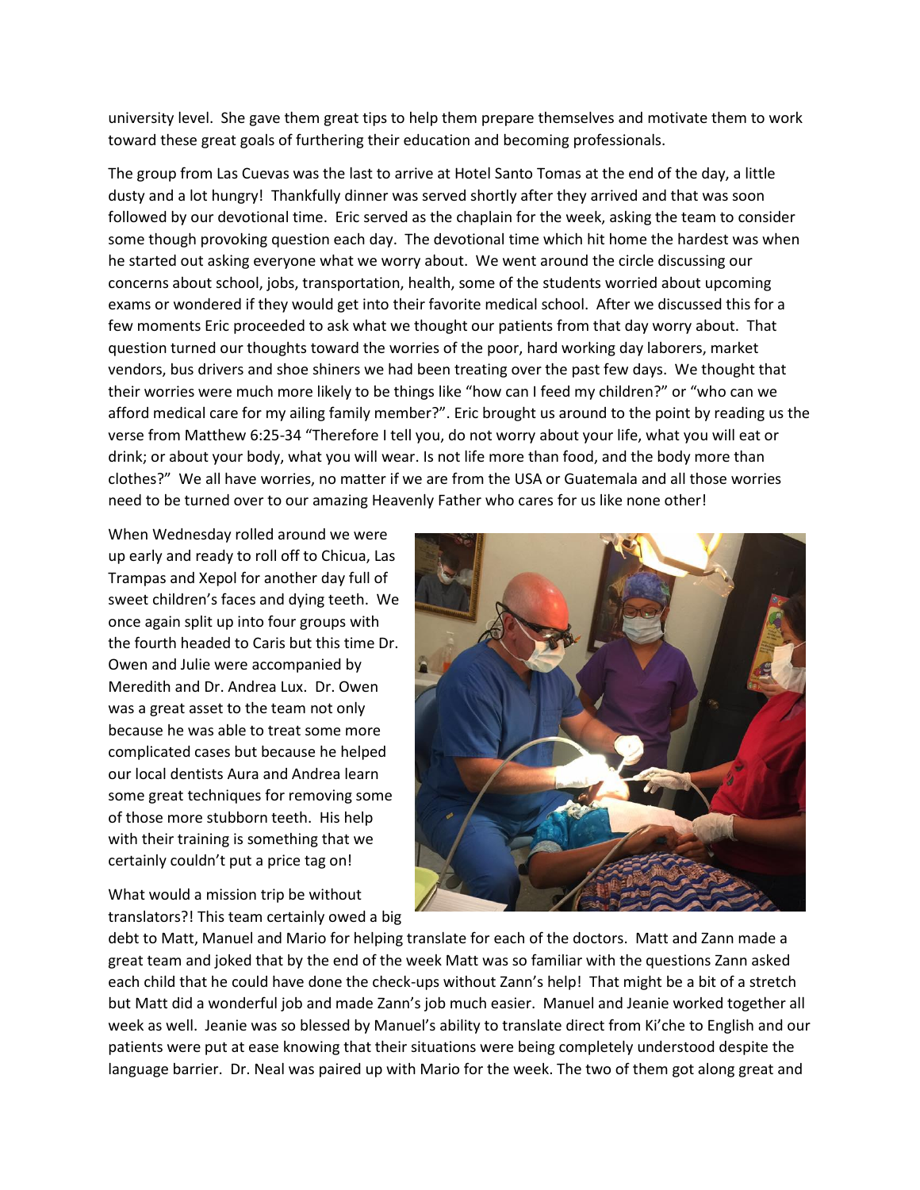university level. She gave them great tips to help them prepare themselves and motivate them to work toward these great goals of furthering their education and becoming professionals.

The group from Las Cuevas was the last to arrive at Hotel Santo Tomas at the end of the day, a little dusty and a lot hungry! Thankfully dinner was served shortly after they arrived and that was soon followed by our devotional time. Eric served as the chaplain for the week, asking the team to consider some though provoking question each day. The devotional time which hit home the hardest was when he started out asking everyone what we worry about. We went around the circle discussing our concerns about school, jobs, transportation, health, some of the students worried about upcoming exams or wondered if they would get into their favorite medical school. After we discussed this for a few moments Eric proceeded to ask what we thought our patients from that day worry about. That question turned our thoughts toward the worries of the poor, hard working day laborers, market vendors, bus drivers and shoe shiners we had been treating over the past few days. We thought that their worries were much more likely to be things like "how can I feed my children?" or "who can we afford medical care for my ailing family member?". Eric brought us around to the point by reading us the verse from Matthew 6:25-34 "Therefore I tell you, do not worry about your life, what you will eat or drink; or about your body, what you will wear. Is not life more than food, and the body more than clothes?" We all have worries, no matter if we are from the USA or Guatemala and all those worries need to be turned over to our amazing Heavenly Father who cares for us like none other!

When Wednesday rolled around we were up early and ready to roll off to Chicua, Las Trampas and Xepol for another day full of sweet children's faces and dying teeth. We once again split up into four groups with the fourth headed to Caris but this time Dr. Owen and Julie were accompanied by Meredith and Dr. Andrea Lux. Dr. Owen was a great asset to the team not only because he was able to treat some more complicated cases but because he helped our local dentists Aura and Andrea learn some great techniques for removing some of those more stubborn teeth. His help with their training is something that we certainly couldn't put a price tag on!

What would a mission trip be without translators?! This team certainly owed a big debt to Matt, Manuel and Mario for helping translate for each of the doctors. Matt and Zann made a great team and joked that by the end of the week Matt was so familiar with the questions Zann asked each child that he could have done the check-ups without Zann's help! That might be a bit of a stretch but Matt did a wonderful job and made Zann's job much easier. Manuel and Jeanie worked together all week as well. Jeanie was so blessed by Manuel's ability to translate direct from Ki'che to English and our patients were put at ease knowing that their situations were being completely understood despite the language barrier. Dr. Neal was paired up with Mario for the week. The two of them got along great and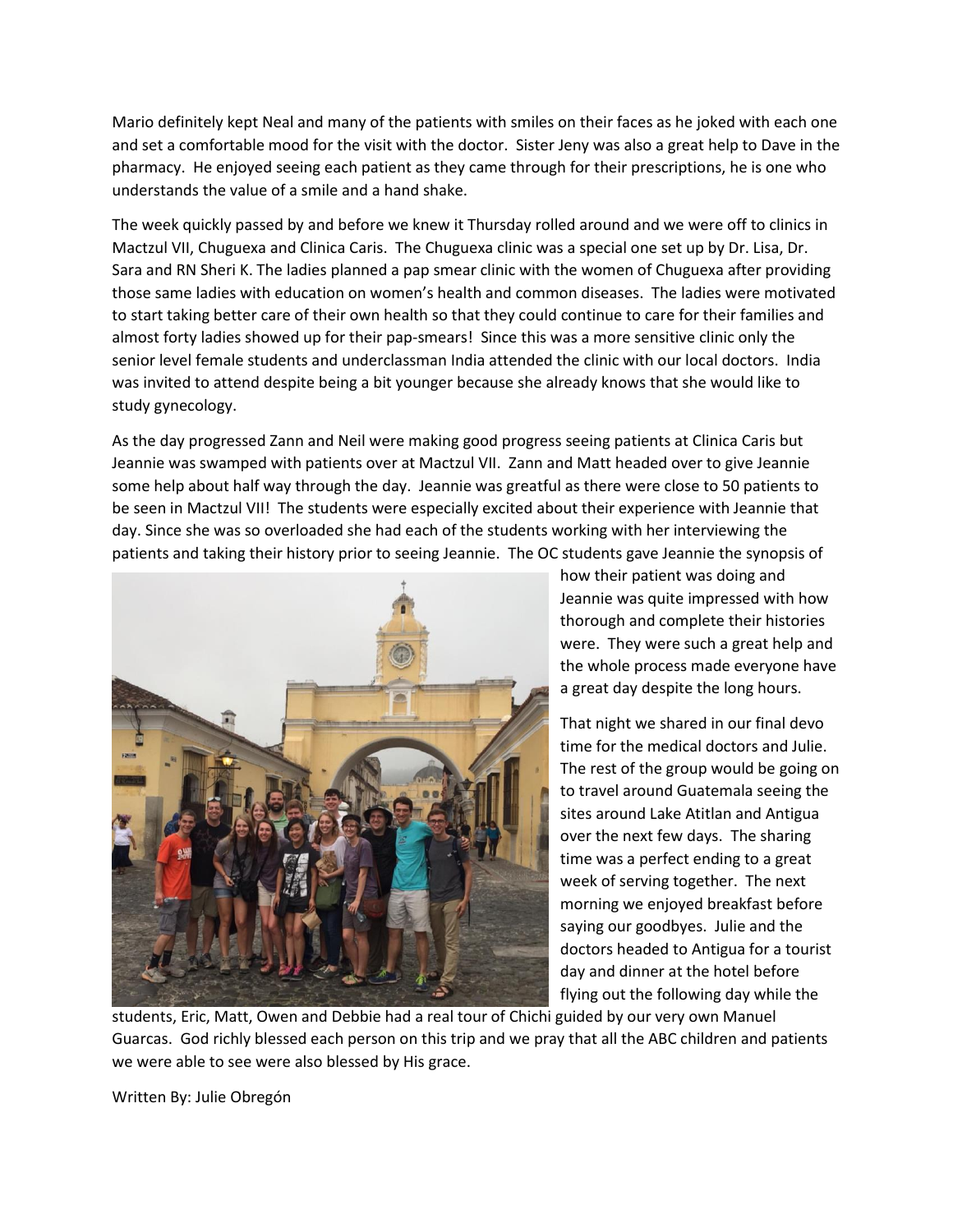Mario definitely kept Neal and many of the patients with smiles on their faces as he joked with each one and set a comfortable mood for the visit with the doctor. Sister Jeny was also a great help to Dave in the pharmacy. He enjoyed seeing each patient as they came through for their prescriptions, he is one who understands the value of a smile and a hand shake.

The week quickly passed by and before we knew it Thursday rolled around and we were off to clinics in Mactzul VII, Chuguexa and Clinica Caris. The Chuguexa clinic was a special one set up by Dr. Lisa, Dr. Sara and RN Sheri K. The ladies planned a pap smear clinic with the women of Chuguexa after providing those same ladies with education on women's health and common diseases. The ladies were motivated to start taking better care of their own health so that they could continue to care for their families and almost forty ladies showed up for their pap-smears! Since this was a more sensitive clinic only the senior level female students and underclassman India attended the clinic with our local doctors. India was invited to attend despite being a bit younger because she already knows that she would like to study gynecology.

As the day progressed Zann and Neil were making good progress seeing patients at Clinica Caris but Jeannie was swamped with patients over at Mactzul VII. Zann and Matt headed over to give Jeannie some help about half way through the day. Jeannie was greatful as there were close to 50 patients to be seen in Mactzul VII! The students were especially excited about their experience with Jeannie that day. Since she was so overloaded she had each of the students working with her interviewing the patients and taking their history prior to seeing Jeannie. The OC students gave Jeannie the synopsis of how their patient was doing and Jeannie was quite impressed with how thorough and complete their histories were. They were such a great help and the whole process made everyone have a great day despite the long hours.

That night we shared in our final devo time for the medical doctors and Julie. The rest of the group would be going on to travel around Guatemala seeing the sites around Lake Atitlan and Antigua over the next few days. The sharing time was a perfect ending to a great week of serving together. The next morning we enjoyed breakfast before saying our goodbyes. Julie and the doctors headed to Antigua for a tourist day and dinner at the hotel before flying out the following day while the students, Eric, Matt, Owen and Debbie had a real tour of Chichi guided by our very own Manuel Guarcas. God richly blessed each person on this trip and we pray that all the ABC children and patients we were able to see were also blessed by His grace.

Written By: Julie Obregón